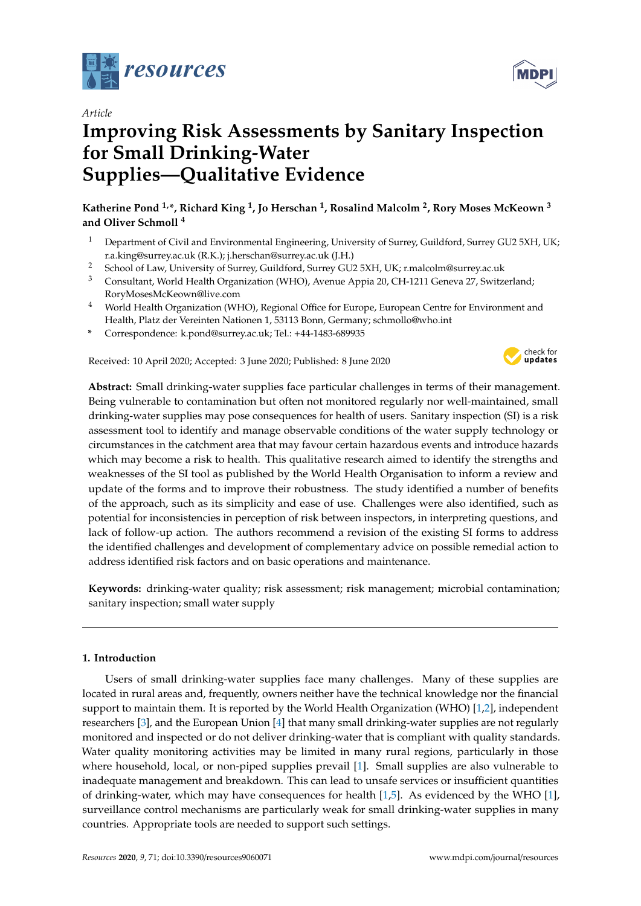Article

# Improving Risk Assessments by Sanitary Inspection for Small Drinking-Water Supplies—Qualitative Evidence

**Katherine Pond [1,*], Richard King [1], Jo Herschan [1], Rosalind Malcolm [2], Rory Moses McKeown [3] and Oliver Schmoll [4]**

[1] Department of Civil and Environmental Engineering, University of Surrey, Guildford, Surrey GU2 5XH, UK; r.a.king@surrey.ac.uk (R.K.); j.herschan@surrey.ac.uk (J.H.)

[2] School of Law, University of Surrey, Guildford, Surrey GU2 5XH, UK; r.malcolm@surrey.ac.uk

[3] Consultant, World Health Organization (WHO), Avenue Appia 20, CH-1211 Geneva 27, Switzerland; RoryMosesMcKeown@live.com

[4] World Health Organization (WHO), Regional Office for Europe, European Centre for Environment and Health, Platz der Vereinten Nationen 1, 53113 Bonn, Germany; schmollo@who.int

* Correspondence: k.pond@surrey.ac.uk; Tel.: +44-1483-689935

Received: 10 April 2020; Accepted: 3 June 2020; Published: 8 June 2020

**Abstract:** Small drinking-water supplies face particular challenges in terms of their management. Being vulnerable to contamination but often not monitored regularly nor well-maintained, small drinking-water supplies may pose consequences for health of users. Sanitary inspection (SI) is a risk assessment tool to identify and manage observable conditions of the water supply technology or circumstances in the catchment area that may favour certain hazardous events and introduce hazards which may become a risk to health. This qualitative research aimed to identify the strengths and weaknesses of the SI tool as published by the World Health Organisation to inform a review and update of the forms and to improve their robustness. The study identified a number of benefits of the approach, such as its simplicity and ease of use. Challenges were also identified, such as potential for inconsistencies in perception of risk between inspectors, in interpreting questions, and lack of follow-up action. The authors recommend a revision of the existing SI forms to address the identified challenges and development of complementary advice on possible remedial action to address identified risk factors and on basic operations and maintenance.

**Keywords:** drinking-water quality; risk assessment; risk management; microbial contamination; sanitary inspection; small water supply

## 1. Introduction

Users of small drinking-water supplies face many challenges. Many of these supplies are located in rural areas and, frequently, owners neither have the technical knowledge nor the financial support to maintain them. It is reported by the World Health Organization (WHO) [1,2], independent researchers [3], and the European Union [4] that many small drinking-water supplies are not regularly monitored and inspected or do not deliver drinking-water that is compliant with quality standards. Water quality monitoring activities may be limited in many rural regions, particularly in those where household, local, or non-piped supplies prevail [1]. Small supplies are also vulnerable to inadequate management and breakdown. This can lead to unsafe services or insufficient quantities of drinking-water, which may have consequences for health [1,5]. As evidenced by the WHO [1], surveillance control mechanisms are particularly weak for small drinking-water supplies in many countries. Appropriate tools are needed to support such settings.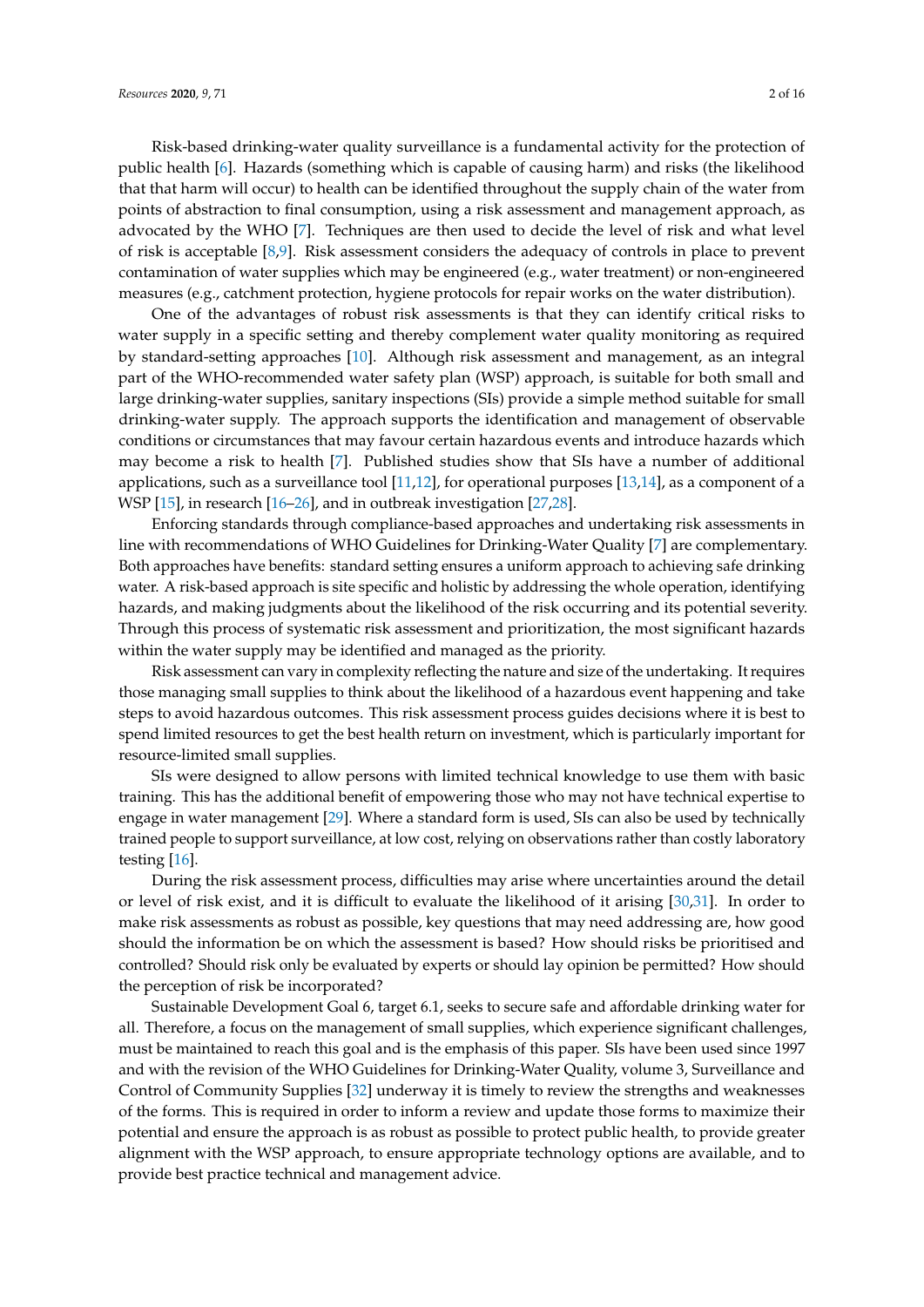Risk-based drinking-water quality surveillance is a fundamental activity for the protection of public health [6]. Hazards (something which is capable of causing harm) and risks (the likelihood that that harm will occur) to health can be identified throughout the supply chain of the water from points of abstraction to final consumption, using a risk assessment and management approach, as advocated by the WHO [7]. Techniques are then used to decide the level of risk and what level of risk is acceptable [8,9]. Risk assessment considers the adequacy of controls in place to prevent contamination of water supplies which may be engineered (e.g., water treatment) or non-engineered measures (e.g., catchment protection, hygiene protocols for repair works on the water distribution).

One of the advantages of robust risk assessments is that they can identify critical risks to water supply in a specific setting and thereby complement water quality monitoring as required by standard-setting approaches [10]. Although risk assessment and management, as an integral part of the WHO-recommended water safety plan (WSP) approach, is suitable for both small and large drinking-water supplies, sanitary inspections (SIs) provide a simple method suitable for small drinking-water supply. The approach supports the identification and management of observable conditions or circumstances that may favour certain hazardous events and introduce hazards which may become a risk to health [7]. Published studies show that SIs have a number of additional applications, such as a surveillance tool [11,12], for operational purposes [13,14], as a component of a WSP [15], in research [16–26], and in outbreak investigation [27,28].

Enforcing standards through compliance-based approaches and undertaking risk assessments in line with recommendations of WHO Guidelines for Drinking-Water Quality [7] are complementary. Both approaches have benefits: standard setting ensures a uniform approach to achieving safe drinking water. A risk-based approach is site specific and holistic by addressing the whole operation, identifying hazards, and making judgments about the likelihood of the risk occurring and its potential severity. Through this process of systematic risk assessment and prioritization, the most significant hazards within the water supply may be identified and managed as the priority.

Risk assessment can vary in complexity reflecting the nature and size of the undertaking. It requires those managing small supplies to think about the likelihood of a hazardous event happening and take steps to avoid hazardous outcomes. This risk assessment process guides decisions where it is best to spend limited resources to get the best health return on investment, which is particularly important for resource-limited small supplies.

SIs were designed to allow persons with limited technical knowledge to use them with basic training. This has the additional benefit of empowering those who may not have technical expertise to engage in water management [29]. Where a standard form is used, SIs can also be used by technically trained people to support surveillance, at low cost, relying on observations rather than costly laboratory testing [16].

During the risk assessment process, difficulties may arise where uncertainties around the detail or level of risk exist, and it is difficult to evaluate the likelihood of it arising [30,31]. In order to make risk assessments as robust as possible, key questions that may need addressing are, how good should the information be on which the assessment is based? How should risks be prioritised and controlled? Should risk only be evaluated by experts or should lay opinion be permitted? How should the perception of risk be incorporated?

Sustainable Development Goal 6, target 6.1, seeks to secure safe and affordable drinking water for all. Therefore, a focus on the management of small supplies, which experience significant challenges, must be maintained to reach this goal and is the emphasis of this paper. SIs have been used since 1997 and with the revision of the WHO Guidelines for Drinking-Water Quality, volume 3, Surveillance and Control of Community Supplies [32] underway it is timely to review the strengths and weaknesses of the forms. This is required in order to inform a review and update those forms to maximize their potential and ensure the approach is as robust as possible to protect public health, to provide greater alignment with the WSP approach, to ensure appropriate technology options are available, and to provide best practice technical and management advice.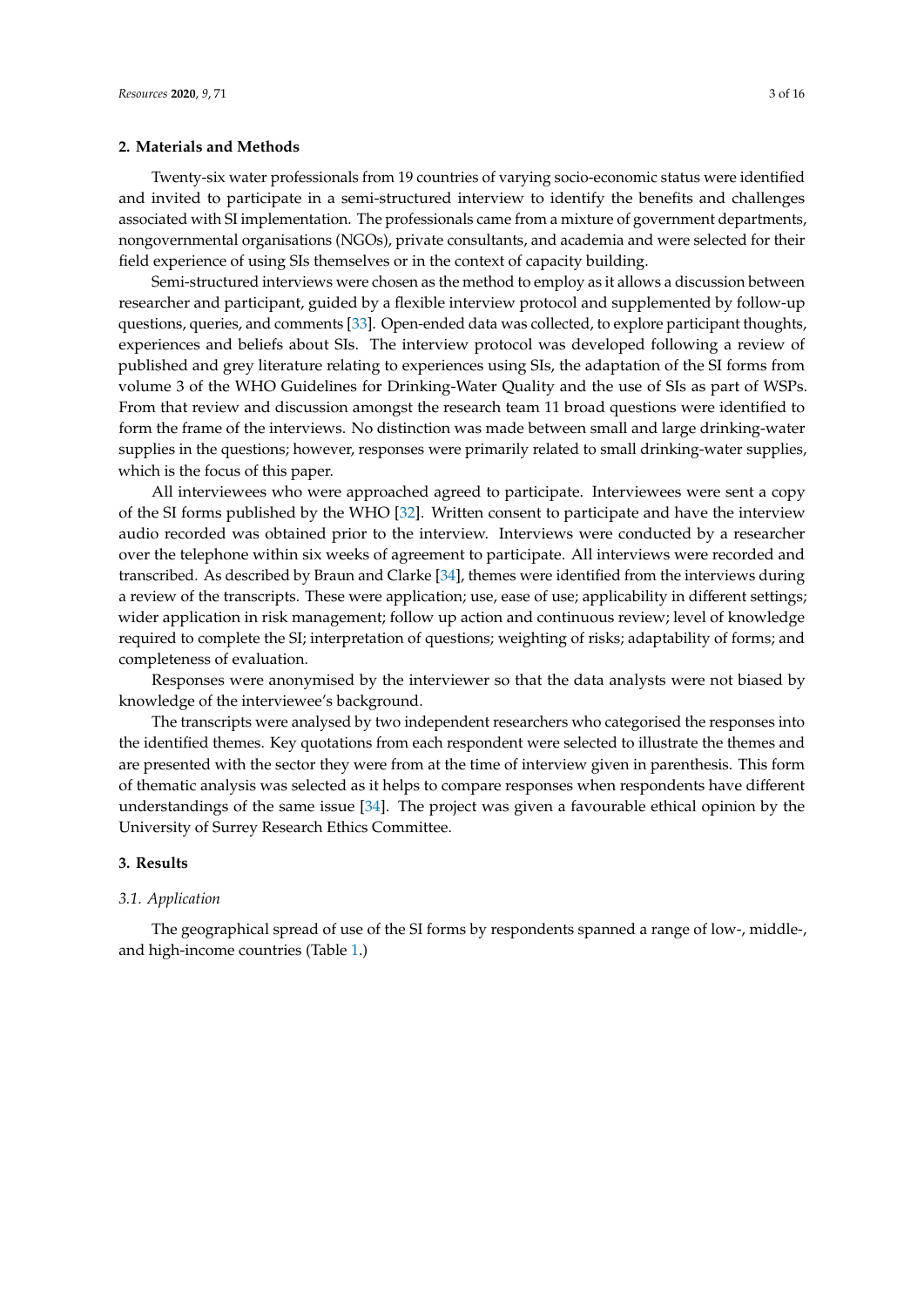## 2. Materials and Methods

Twenty-six water professionals from 19 countries of varying socio-economic status were identified and invited to participate in a semi-structured interview to identify the benefits and challenges associated with SI implementation. The professionals came from a mixture of government departments, nongovernmental organisations (NGOs), private consultants, and academia and were selected for their field experience of using SIs themselves or in the context of capacity building.

Semi-structured interviews were chosen as the method to employ as it allows a discussion between researcher and participant, guided by a flexible interview protocol and supplemented by follow-up questions, queries, and comments [33]. Open-ended data was collected, to explore participant thoughts, experiences and beliefs about SIs. The interview protocol was developed following a review of published and grey literature relating to experiences using SIs, the adaptation of the SI forms from volume 3 of the WHO Guidelines for Drinking-Water Quality and the use of SIs as part of WSPs. From that review and discussion amongst the research team 11 broad questions were identified to form the frame of the interviews. No distinction was made between small and large drinking-water supplies in the questions; however, responses were primarily related to small drinking-water supplies, which is the focus of this paper.

All interviewees who were approached agreed to participate. Interviewees were sent a copy of the SI forms published by the WHO [32]. Written consent to participate and have the interview audio recorded was obtained prior to the interview. Interviews were conducted by a researcher over the telephone within six weeks of agreement to participate. All interviews were recorded and transcribed. As described by Braun and Clarke [34], themes were identified from the interviews during a review of the transcripts. These were application; use, ease of use; applicability in different settings; wider application in risk management; follow up action and continuous review; level of knowledge required to complete the SI; interpretation of questions; weighting of risks; adaptability of forms; and completeness of evaluation.

Responses were anonymised by the interviewer so that the data analysts were not biased by knowledge of the interviewee's background.

The transcripts were analysed by two independent researchers who categorised the responses into the identified themes. Key quotations from each respondent were selected to illustrate the themes and are presented with the sector they were from at the time of interview given in parenthesis. This form of thematic analysis was selected as it helps to compare responses when respondents have different understandings of the same issue [34]. The project was given a favourable ethical opinion by the University of Surrey Research Ethics Committee.

## 3. Results

### *3.1. Application*

The geographical spread of use of the SI forms by respondents spanned a range of low-, middle-, and high-income countries (Table 1.)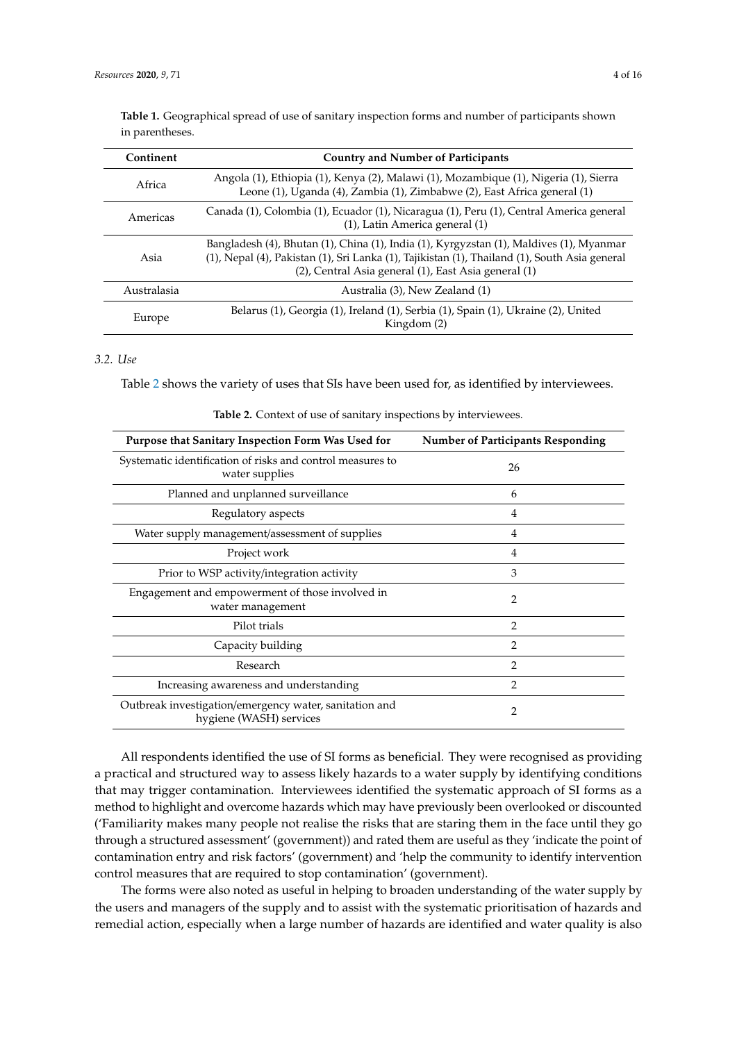**Table 1.** Geographical spread of use of sanitary inspection forms and number of participants shown in parentheses.

| Continent | Country and Number of Participants |
| --- | --- |
| Africa | Angola (1), Ethiopia (1), Kenya (2), Malawi (1), Mozambique (1), Nigeria (1), Sierra Leone (1), Uganda (4), Zambia (1), Zimbabwe (2), East Africa general (1) |
| Americas | Canada (1), Colombia (1), Ecuador (1), Nicaragua (1), Peru (1), Central America general (1), Latin America general (1) |
| Asia | Bangladesh (4), Bhutan (1), China (1), India (1), Kyrgyzstan (1), Maldives (1), Myanmar (1), Nepal (4), Pakistan (1), Sri Lanka (1), Tajikistan (1), Thailand (1), South Asia general (2), Central Asia general (1), East Asia general (1) |
| Australasia | Australia (3), New Zealand (1) |
| Europe | Belarus (1), Georgia (1), Ireland (1), Serbia (1), Spain (1), Ukraine (2), United Kingdom (2) |

### 3.2. Use

Table 2 shows the variety of uses that SIs have been used for, as identified by interviewees.

**Table 2.** Context of use of sanitary inspections by interviewees.

| Purpose that Sanitary Inspection Form Was Used for | Number of Participants Responding |
| --- | --- |
| Systematic identification of risks and control measures to water supplies | 26 |
| Planned and unplanned surveillance | 6 |
| Regulatory aspects | 4 |
| Water supply management/assessment of supplies | 4 |
| Project work | 4 |
| Prior to WSP activity/integration activity | 3 |
| Engagement and empowerment of those involved in water management | 2 |
| Pilot trials | 2 |
| Capacity building | 2 |
| Research | 2 |
| Increasing awareness and understanding | 2 |
| Outbreak investigation/emergency water, sanitation and hygiene (WASH) services | 2 |

All respondents identified the use of SI forms as beneficial. They were recognised as providing a practical and structured way to assess likely hazards to a water supply by identifying conditions that may trigger contamination. Interviewees identified the systematic approach of SI forms as a method to highlight and overcome hazards which may have previously been overlooked or discounted ('Familiarity makes many people not realise the risks that are staring them in the face until they go through a structured assessment' (government)) and rated them are useful as they 'indicate the point of contamination entry and risk factors' (government) and 'help the community to identify intervention control measures that are required to stop contamination' (government).

The forms were also noted as useful in helping to broaden understanding of the water supply by the users and managers of the supply and to assist with the systematic prioritisation of hazards and remedial action, especially when a large number of hazards are identified and water quality is also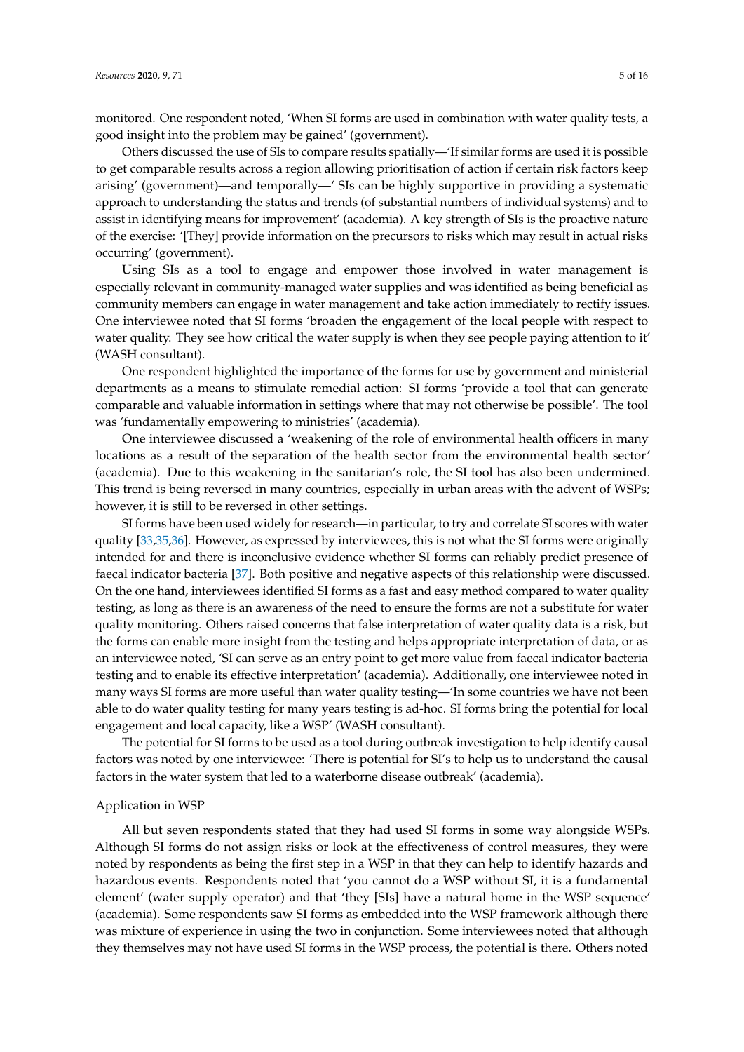monitored. One respondent noted, 'When SI forms are used in combination with water quality tests, a good insight into the problem may be gained' (government).

Others discussed the use of SIs to compare results spatially—'If similar forms are used it is possible to get comparable results across a region allowing prioritisation of action if certain risk factors keep arising' (government)—and temporally—' SIs can be highly supportive in providing a systematic approach to understanding the status and trends (of substantial numbers of individual systems) and to assist in identifying means for improvement' (academia). A key strength of SIs is the proactive nature of the exercise: '[They] provide information on the precursors to risks which may result in actual risks occurring' (government).

Using SIs as a tool to engage and empower those involved in water management is especially relevant in community-managed water supplies and was identified as being beneficial as community members can engage in water management and take action immediately to rectify issues. One interviewee noted that SI forms 'broaden the engagement of the local people with respect to water quality. They see how critical the water supply is when they see people paying attention to it' (WASH consultant).

One respondent highlighted the importance of the forms for use by government and ministerial departments as a means to stimulate remedial action: SI forms 'provide a tool that can generate comparable and valuable information in settings where that may not otherwise be possible'. The tool was 'fundamentally empowering to ministries' (academia).

One interviewee discussed a 'weakening of the role of environmental health officers in many locations as a result of the separation of the health sector from the environmental health sector' (academia). Due to this weakening in the sanitarian's role, the SI tool has also been undermined. This trend is being reversed in many countries, especially in urban areas with the advent of WSPs; however, it is still to be reversed in other settings.

SI forms have been used widely for research—in particular, to try and correlate SI scores with water quality [33,35,36]. However, as expressed by interviewees, this is not what the SI forms were originally intended for and there is inconclusive evidence whether SI forms can reliably predict presence of faecal indicator bacteria [37]. Both positive and negative aspects of this relationship were discussed. On the one hand, interviewees identified SI forms as a fast and easy method compared to water quality testing, as long as there is an awareness of the need to ensure the forms are not a substitute for water quality monitoring. Others raised concerns that false interpretation of water quality data is a risk, but the forms can enable more insight from the testing and helps appropriate interpretation of data, or as an interviewee noted, 'SI can serve as an entry point to get more value from faecal indicator bacteria testing and to enable its effective interpretation' (academia). Additionally, one interviewee noted in many ways SI forms are more useful than water quality testing—'In some countries we have not been able to do water quality testing for many years testing is ad-hoc. SI forms bring the potential for local engagement and local capacity, like a WSP' (WASH consultant).

The potential for SI forms to be used as a tool during outbreak investigation to help identify causal factors was noted by one interviewee: 'There is potential for SI's to help us to understand the causal factors in the water system that led to a waterborne disease outbreak' (academia).

Application in WSP

All but seven respondents stated that they had used SI forms in some way alongside WSPs. Although SI forms do not assign risks or look at the effectiveness of control measures, they were noted by respondents as being the first step in a WSP in that they can help to identify hazards and hazardous events. Respondents noted that 'you cannot do a WSP without SI, it is a fundamental element' (water supply operator) and that 'they [SIs] have a natural home in the WSP sequence' (academia). Some respondents saw SI forms as embedded into the WSP framework although there was mixture of experience in using the two in conjunction. Some interviewees noted that although they themselves may not have used SI forms in the WSP process, the potential is there. Others noted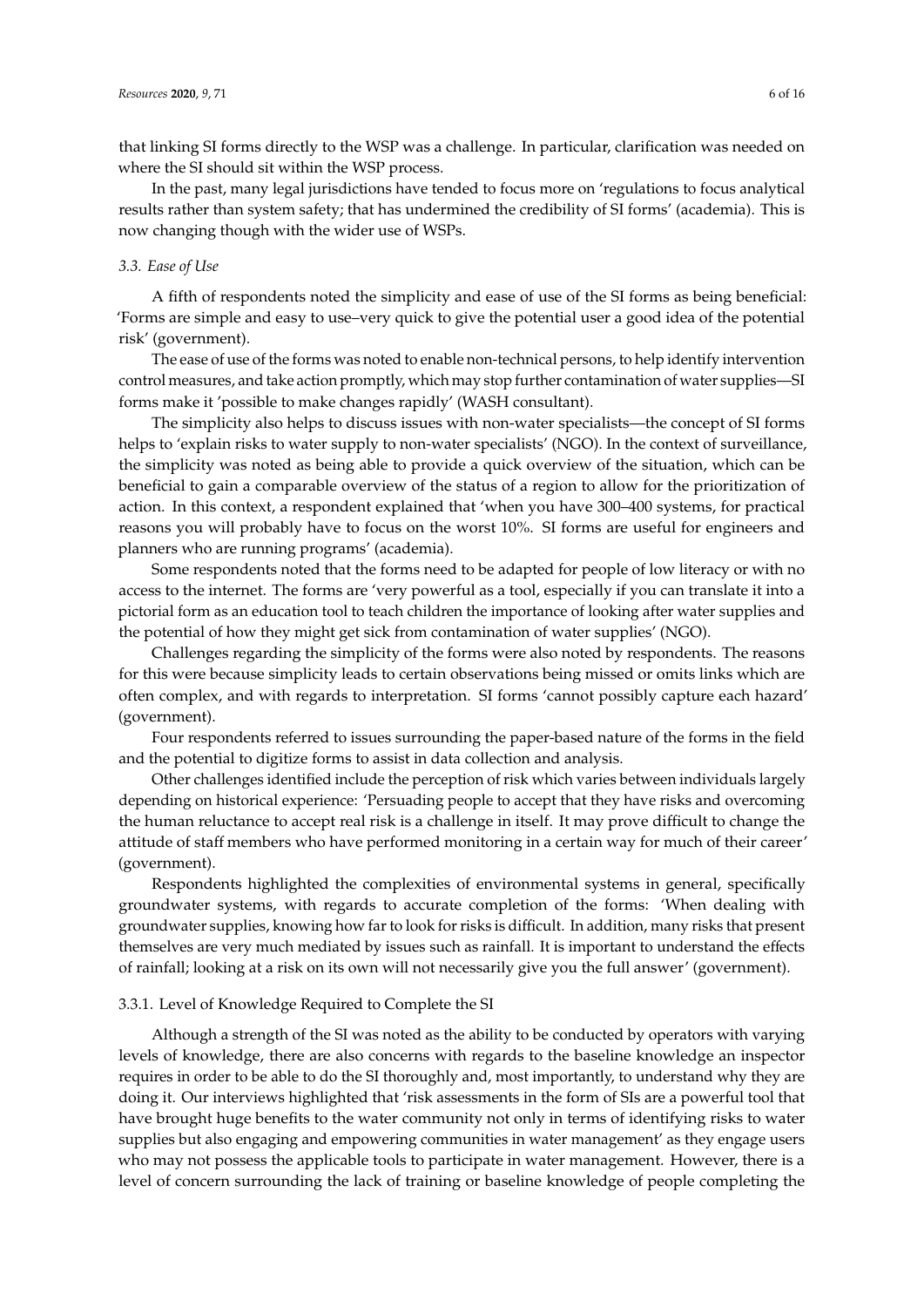that linking SI forms directly to the WSP was a challenge. In particular, clarification was needed on where the SI should sit within the WSP process.

In the past, many legal jurisdictions have tended to focus more on 'regulations to focus analytical results rather than system safety; that has undermined the credibility of SI forms' (academia). This is now changing though with the wider use of WSPs.

### *3.3. Ease of Use*

A fifth of respondents noted the simplicity and ease of use of the SI forms as being beneficial: 'Forms are simple and easy to use–very quick to give the potential user a good idea of the potential risk' (government).

The ease of use of the forms was noted to enable non-technical persons, to help identify intervention control measures, and take action promptly, which may stop further contamination of water supplies—SI forms make it 'possible to make changes rapidly' (WASH consultant).

The simplicity also helps to discuss issues with non-water specialists—the concept of SI forms helps to 'explain risks to water supply to non-water specialists' (NGO). In the context of surveillance, the simplicity was noted as being able to provide a quick overview of the situation, which can be beneficial to gain a comparable overview of the status of a region to allow for the prioritization of action. In this context, a respondent explained that 'when you have 300–400 systems, for practical reasons you will probably have to focus on the worst 10%. SI forms are useful for engineers and planners who are running programs' (academia).

Some respondents noted that the forms need to be adapted for people of low literacy or with no access to the internet. The forms are 'very powerful as a tool, especially if you can translate it into a pictorial form as an education tool to teach children the importance of looking after water supplies and the potential of how they might get sick from contamination of water supplies' (NGO).

Challenges regarding the simplicity of the forms were also noted by respondents. The reasons for this were because simplicity leads to certain observations being missed or omits links which are often complex, and with regards to interpretation. SI forms 'cannot possibly capture each hazard' (government).

Four respondents referred to issues surrounding the paper-based nature of the forms in the field and the potential to digitize forms to assist in data collection and analysis.

Other challenges identified include the perception of risk which varies between individuals largely depending on historical experience: 'Persuading people to accept that they have risks and overcoming the human reluctance to accept real risk is a challenge in itself. It may prove difficult to change the attitude of staff members who have performed monitoring in a certain way for much of their career' (government).

Respondents highlighted the complexities of environmental systems in general, specifically groundwater systems, with regards to accurate completion of the forms: 'When dealing with groundwater supplies, knowing how far to look for risks is difficult. In addition, many risks that present themselves are very much mediated by issues such as rainfall. It is important to understand the effects of rainfall; looking at a risk on its own will not necessarily give you the full answer' (government).

#### 3.3.1. Level of Knowledge Required to Complete the SI

Although a strength of the SI was noted as the ability to be conducted by operators with varying levels of knowledge, there are also concerns with regards to the baseline knowledge an inspector requires in order to be able to do the SI thoroughly and, most importantly, to understand why they are doing it. Our interviews highlighted that 'risk assessments in the form of SIs are a powerful tool that have brought huge benefits to the water community not only in terms of identifying risks to water supplies but also engaging and empowering communities in water management' as they engage users who may not possess the applicable tools to participate in water management. However, there is a level of concern surrounding the lack of training or baseline knowledge of people completing the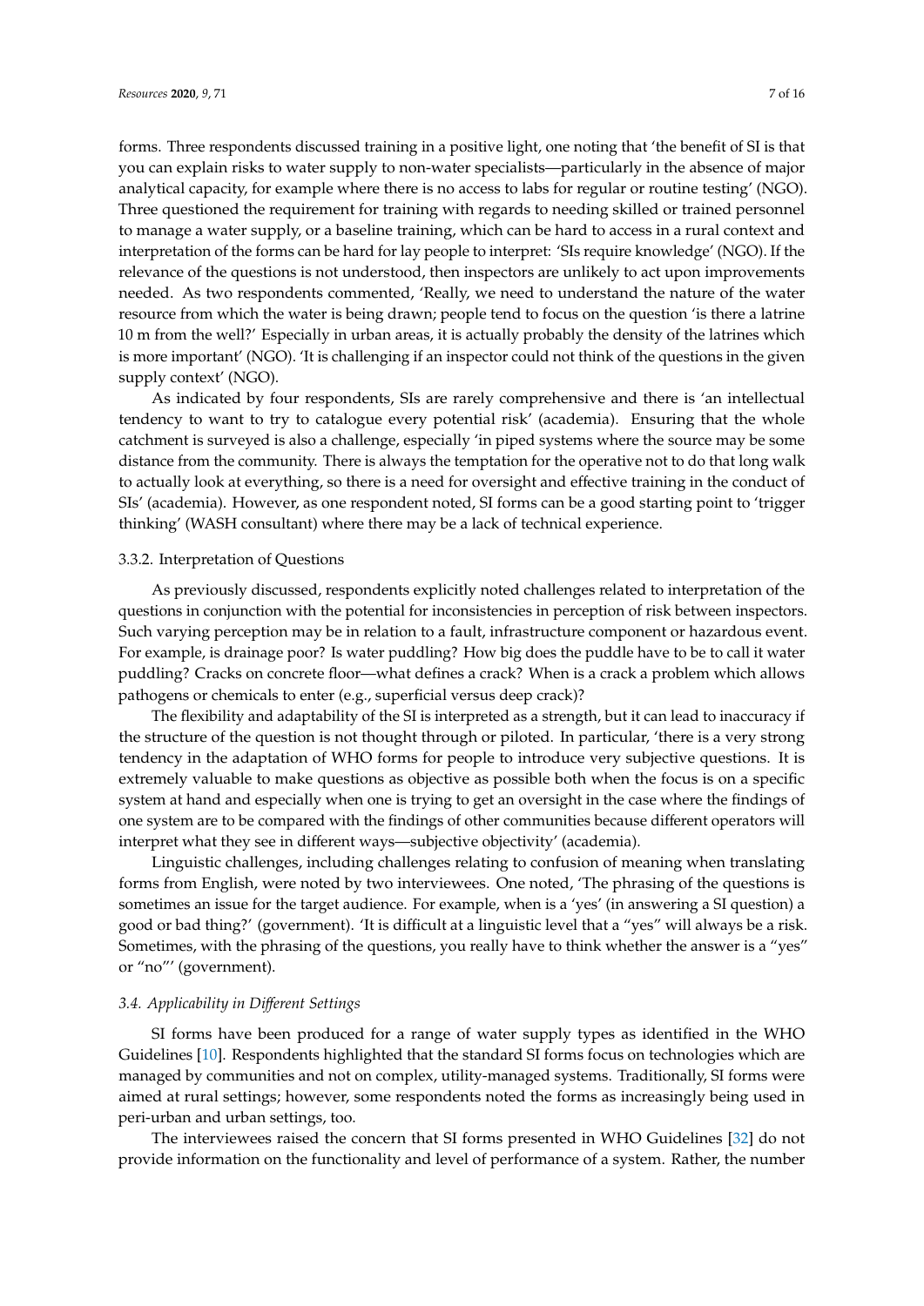forms. Three respondents discussed training in a positive light, one noting that 'the benefit of SI is that you can explain risks to water supply to non-water specialists—particularly in the absence of major analytical capacity, for example where there is no access to labs for regular or routine testing' (NGO). Three questioned the requirement for training with regards to needing skilled or trained personnel to manage a water supply, or a baseline training, which can be hard to access in a rural context and interpretation of the forms can be hard for lay people to interpret: 'SIs require knowledge' (NGO). If the relevance of the questions is not understood, then inspectors are unlikely to act upon improvements needed. As two respondents commented, 'Really, we need to understand the nature of the water resource from which the water is being drawn; people tend to focus on the question 'is there a latrine 10 m from the well?' Especially in urban areas, it is actually probably the density of the latrines which is more important' (NGO). 'It is challenging if an inspector could not think of the questions in the given supply context' (NGO).

As indicated by four respondents, SIs are rarely comprehensive and there is 'an intellectual tendency to want to try to catalogue every potential risk' (academia). Ensuring that the whole catchment is surveyed is also a challenge, especially 'in piped systems where the source may be some distance from the community. There is always the temptation for the operative not to do that long walk to actually look at everything, so there is a need for oversight and effective training in the conduct of SIs' (academia). However, as one respondent noted, SI forms can be a good starting point to 'trigger thinking' (WASH consultant) where there may be a lack of technical experience.

### 3.3.2. Interpretation of Questions

As previously discussed, respondents explicitly noted challenges related to interpretation of the questions in conjunction with the potential for inconsistencies in perception of risk between inspectors. Such varying perception may be in relation to a fault, infrastructure component or hazardous event. For example, is drainage poor? Is water puddling? How big does the puddle have to be to call it water puddling? Cracks on concrete floor—what defines a crack? When is a crack a problem which allows pathogens or chemicals to enter (e.g., superficial versus deep crack)?

The flexibility and adaptability of the SI is interpreted as a strength, but it can lead to inaccuracy if the structure of the question is not thought through or piloted. In particular, 'there is a very strong tendency in the adaptation of WHO forms for people to introduce very subjective questions. It is extremely valuable to make questions as objective as possible both when the focus is on a specific system at hand and especially when one is trying to get an oversight in the case where the findings of one system are to be compared with the findings of other communities because different operators will interpret what they see in different ways—subjective objectivity' (academia).

Linguistic challenges, including challenges relating to confusion of meaning when translating forms from English, were noted by two interviewees. One noted, 'The phrasing of the questions is sometimes an issue for the target audience. For example, when is a 'yes' (in answering a SI question) a good or bad thing?' (government). 'It is difficult at a linguistic level that a "yes" will always be a risk. Sometimes, with the phrasing of the questions, you really have to think whether the answer is a "yes" or "no"' (government).

## *3.4. Applicability in Different Settings*

SI forms have been produced for a range of water supply types as identified in the WHO Guidelines [10]. Respondents highlighted that the standard SI forms focus on technologies which are managed by communities and not on complex, utility-managed systems. Traditionally, SI forms were aimed at rural settings; however, some respondents noted the forms as increasingly being used in peri-urban and urban settings, too.

The interviewees raised the concern that SI forms presented in WHO Guidelines [32] do not provide information on the functionality and level of performance of a system. Rather, the number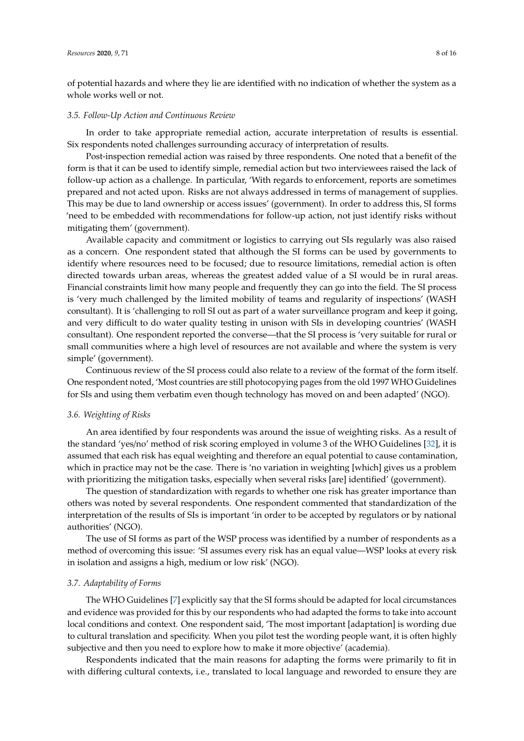of potential hazards and where they lie are identified with no indication of whether the system as a whole works well or not.

### *3.5. Follow-Up Action and Continuous Review*

In order to take appropriate remedial action, accurate interpretation of results is essential. Six respondents noted challenges surrounding accuracy of interpretation of results.

Post-inspection remedial action was raised by three respondents. One noted that a benefit of the form is that it can be used to identify simple, remedial action but two interviewees raised the lack of follow-up action as a challenge. In particular, 'With regards to enforcement, reports are sometimes prepared and not acted upon. Risks are not always addressed in terms of management of supplies. This may be due to land ownership or access issues' (government). In order to address this, SI forms 'need to be embedded with recommendations for follow-up action, not just identify risks without mitigating them' (government).

Available capacity and commitment or logistics to carrying out SIs regularly was also raised as a concern. One respondent stated that although the SI forms can be used by governments to identify where resources need to be focused; due to resource limitations, remedial action is often directed towards urban areas, whereas the greatest added value of a SI would be in rural areas. Financial constraints limit how many people and frequently they can go into the field. The SI process is 'very much challenged by the limited mobility of teams and regularity of inspections' (WASH consultant). It is 'challenging to roll SI out as part of a water surveillance program and keep it going, and very difficult to do water quality testing in unison with SIs in developing countries' (WASH consultant). One respondent reported the converse—that the SI process is 'very suitable for rural or small communities where a high level of resources are not available and where the system is very simple' (government).

Continuous review of the SI process could also relate to a review of the format of the form itself. One respondent noted, 'Most countries are still photocopying pages from the old 1997 WHO Guidelines for SIs and using them verbatim even though technology has moved on and been adapted' (NGO).

### *3.6. Weighting of Risks*

An area identified by four respondents was around the issue of weighting risks. As a result of the standard 'yes/no' method of risk scoring employed in volume 3 of the WHO Guidelines [32], it is assumed that each risk has equal weighting and therefore an equal potential to cause contamination, which in practice may not be the case. There is 'no variation in weighting [which] gives us a problem with prioritizing the mitigation tasks, especially when several risks [are] identified' (government).

The question of standardization with regards to whether one risk has greater importance than others was noted by several respondents. One respondent commented that standardization of the interpretation of the results of SIs is important 'in order to be accepted by regulators or by national authorities' (NGO).

The use of SI forms as part of the WSP process was identified by a number of respondents as a method of overcoming this issue: 'SI assumes every risk has an equal value—WSP looks at every risk in isolation and assigns a high, medium or low risk' (NGO).

### *3.7. Adaptability of Forms*

The WHO Guidelines [7] explicitly say that the SI forms should be adapted for local circumstances and evidence was provided for this by our respondents who had adapted the forms to take into account local conditions and context. One respondent said, 'The most important [adaptation] is wording due to cultural translation and specificity. When you pilot test the wording people want, it is often highly subjective and then you need to explore how to make it more objective' (academia).

Respondents indicated that the main reasons for adapting the forms were primarily to fit in with differing cultural contexts, i.e., translated to local language and reworded to ensure they are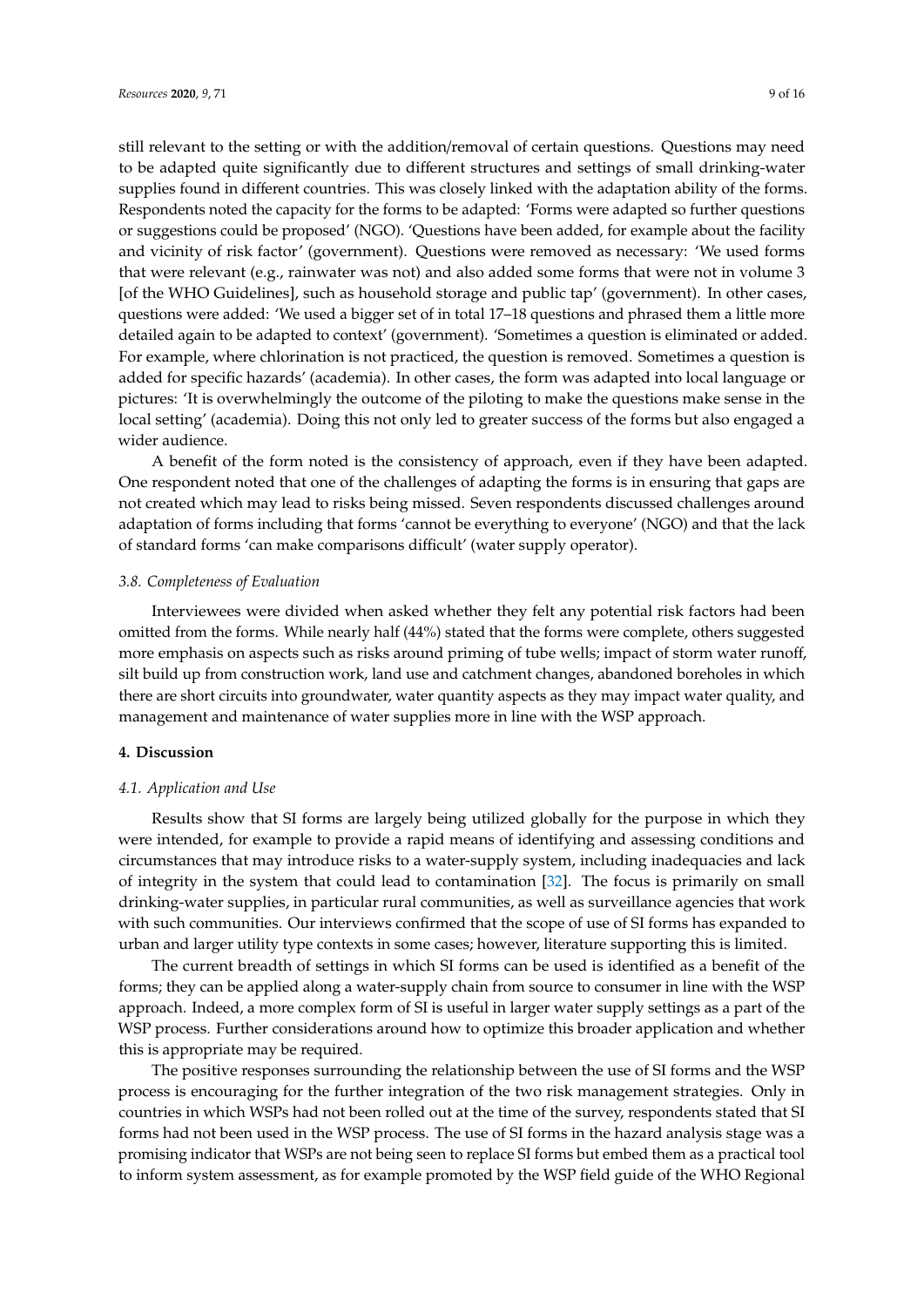still relevant to the setting or with the addition/removal of certain questions. Questions may need to be adapted quite significantly due to different structures and settings of small drinking-water supplies found in different countries. This was closely linked with the adaptation ability of the forms. Respondents noted the capacity for the forms to be adapted: 'Forms were adapted so further questions or suggestions could be proposed' (NGO). 'Questions have been added, for example about the facility and vicinity of risk factor' (government). Questions were removed as necessary: 'We used forms that were relevant (e.g., rainwater was not) and also added some forms that were not in volume 3 [of the WHO Guidelines], such as household storage and public tap' (government). In other cases, questions were added: 'We used a bigger set of in total 17–18 questions and phrased them a little more detailed again to be adapted to context' (government). 'Sometimes a question is eliminated or added. For example, where chlorination is not practiced, the question is removed. Sometimes a question is added for specific hazards' (academia). In other cases, the form was adapted into local language or pictures: 'It is overwhelmingly the outcome of the piloting to make the questions make sense in the local setting' (academia). Doing this not only led to greater success of the forms but also engaged a wider audience.

A benefit of the form noted is the consistency of approach, even if they have been adapted. One respondent noted that one of the challenges of adapting the forms is in ensuring that gaps are not created which may lead to risks being missed. Seven respondents discussed challenges around adaptation of forms including that forms 'cannot be everything to everyone' (NGO) and that the lack of standard forms 'can make comparisons difficult' (water supply operator).

### *3.8. Completeness of Evaluation*

Interviewees were divided when asked whether they felt any potential risk factors had been omitted from the forms. While nearly half (44%) stated that the forms were complete, others suggested more emphasis on aspects such as risks around priming of tube wells; impact of storm water runoff, silt build up from construction work, land use and catchment changes, abandoned boreholes in which there are short circuits into groundwater, water quantity aspects as they may impact water quality, and management and maintenance of water supplies more in line with the WSP approach.

## **4. Discussion**

### *4.1. Application and Use*

Results show that SI forms are largely being utilized globally for the purpose in which they were intended, for example to provide a rapid means of identifying and assessing conditions and circumstances that may introduce risks to a water-supply system, including inadequacies and lack of integrity in the system that could lead to contamination [32]. The focus is primarily on small drinking-water supplies, in particular rural communities, as well as surveillance agencies that work with such communities. Our interviews confirmed that the scope of use of SI forms has expanded to urban and larger utility type contexts in some cases; however, literature supporting this is limited.

The current breadth of settings in which SI forms can be used is identified as a benefit of the forms; they can be applied along a water-supply chain from source to consumer in line with the WSP approach. Indeed, a more complex form of SI is useful in larger water supply settings as a part of the WSP process. Further considerations around how to optimize this broader application and whether this is appropriate may be required.

The positive responses surrounding the relationship between the use of SI forms and the WSP process is encouraging for the further integration of the two risk management strategies. Only in countries in which WSPs had not been rolled out at the time of the survey, respondents stated that SI forms had not been used in the WSP process. The use of SI forms in the hazard analysis stage was a promising indicator that WSPs are not being seen to replace SI forms but embed them as a practical tool to inform system assessment, as for example promoted by the WSP field guide of the WHO Regional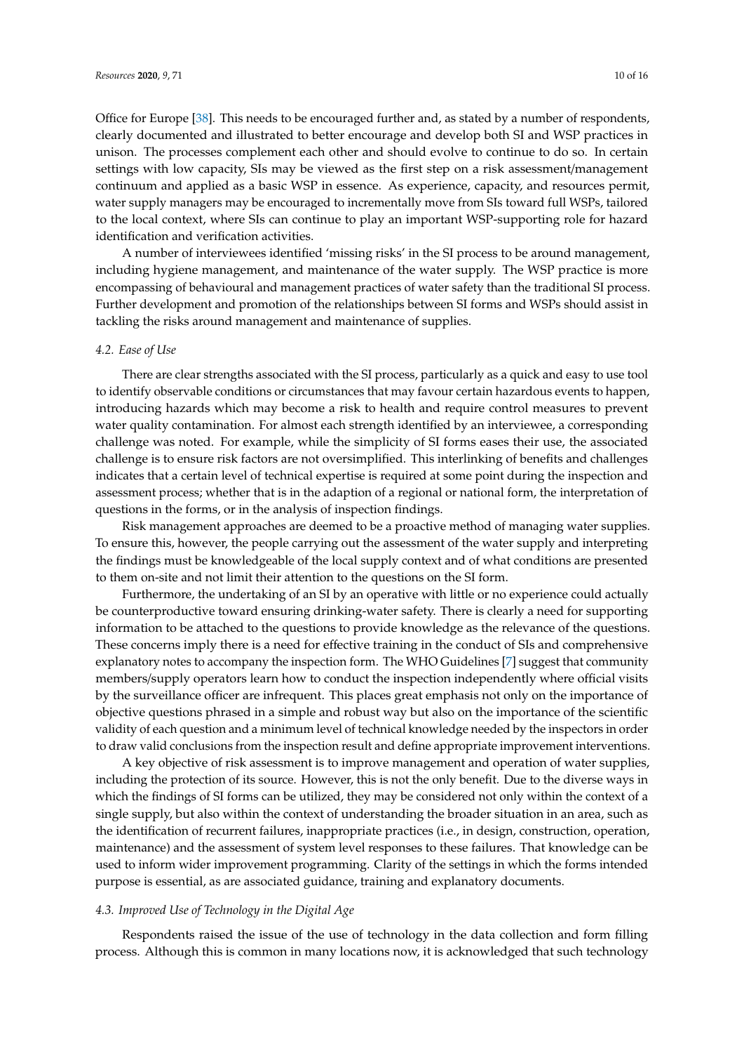Office for Europe [38]. This needs to be encouraged further and, as stated by a number of respondents, clearly documented and illustrated to better encourage and develop both SI and WSP practices in unison. The processes complement each other and should evolve to continue to do so. In certain settings with low capacity, SIs may be viewed as the first step on a risk assessment/management continuum and applied as a basic WSP in essence. As experience, capacity, and resources permit, water supply managers may be encouraged to incrementally move from SIs toward full WSPs, tailored to the local context, where SIs can continue to play an important WSP-supporting role for hazard identification and verification activities.

A number of interviewees identified 'missing risks' in the SI process to be around management, including hygiene management, and maintenance of the water supply. The WSP practice is more encompassing of behavioural and management practices of water safety than the traditional SI process. Further development and promotion of the relationships between SI forms and WSPs should assist in tackling the risks around management and maintenance of supplies.

### *4.2. Ease of Use*

There are clear strengths associated with the SI process, particularly as a quick and easy to use tool to identify observable conditions or circumstances that may favour certain hazardous events to happen, introducing hazards which may become a risk to health and require control measures to prevent water quality contamination. For almost each strength identified by an interviewee, a corresponding challenge was noted. For example, while the simplicity of SI forms eases their use, the associated challenge is to ensure risk factors are not oversimplified. This interlinking of benefits and challenges indicates that a certain level of technical expertise is required at some point during the inspection and assessment process; whether that is in the adaption of a regional or national form, the interpretation of questions in the forms, or in the analysis of inspection findings.

Risk management approaches are deemed to be a proactive method of managing water supplies. To ensure this, however, the people carrying out the assessment of the water supply and interpreting the findings must be knowledgeable of the local supply context and of what conditions are presented to them on-site and not limit their attention to the questions on the SI form.

Furthermore, the undertaking of an SI by an operative with little or no experience could actually be counterproductive toward ensuring drinking-water safety. There is clearly a need for supporting information to be attached to the questions to provide knowledge as the relevance of the questions. These concerns imply there is a need for effective training in the conduct of SIs and comprehensive explanatory notes to accompany the inspection form. The WHO Guidelines [7] suggest that community members/supply operators learn how to conduct the inspection independently where official visits by the surveillance officer are infrequent. This places great emphasis not only on the importance of objective questions phrased in a simple and robust way but also on the importance of the scientific validity of each question and a minimum level of technical knowledge needed by the inspectors in order to draw valid conclusions from the inspection result and define appropriate improvement interventions.

A key objective of risk assessment is to improve management and operation of water supplies, including the protection of its source. However, this is not the only benefit. Due to the diverse ways in which the findings of SI forms can be utilized, they may be considered not only within the context of a single supply, but also within the context of understanding the broader situation in an area, such as the identification of recurrent failures, inappropriate practices (i.e., in design, construction, operation, maintenance) and the assessment of system level responses to these failures. That knowledge can be used to inform wider improvement programming. Clarity of the settings in which the forms intended purpose is essential, as are associated guidance, training and explanatory documents.

### *4.3. Improved Use of Technology in the Digital Age*

Respondents raised the issue of the use of technology in the data collection and form filling process. Although this is common in many locations now, it is acknowledged that such technology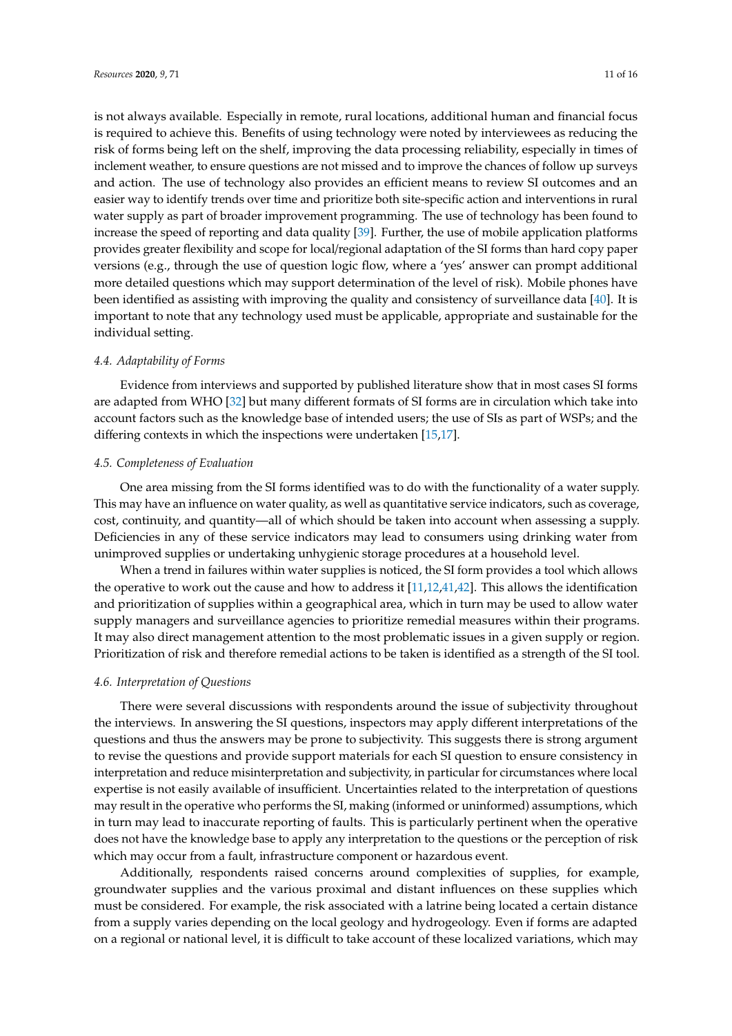is not always available. Especially in remote, rural locations, additional human and financial focus is required to achieve this. Benefits of using technology were noted by interviewees as reducing the risk of forms being left on the shelf, improving the data processing reliability, especially in times of inclement weather, to ensure questions are not missed and to improve the chances of follow up surveys and action. The use of technology also provides an efficient means to review SI outcomes and an easier way to identify trends over time and prioritize both site-specific action and interventions in rural water supply as part of broader improvement programming. The use of technology has been found to increase the speed of reporting and data quality [39]. Further, the use of mobile application platforms provides greater flexibility and scope for local/regional adaptation of the SI forms than hard copy paper versions (e.g., through the use of question logic flow, where a 'yes' answer can prompt additional more detailed questions which may support determination of the level of risk). Mobile phones have been identified as assisting with improving the quality and consistency of surveillance data [40]. It is important to note that any technology used must be applicable, appropriate and sustainable for the individual setting.

### 4.4. Adaptability of Forms

Evidence from interviews and supported by published literature show that in most cases SI forms are adapted from WHO [32] but many different formats of SI forms are in circulation which take into account factors such as the knowledge base of intended users; the use of SIs as part of WSPs; and the differing contexts in which the inspections were undertaken [15,17].

### 4.5. Completeness of Evaluation

One area missing from the SI forms identified was to do with the functionality of a water supply. This may have an influence on water quality, as well as quantitative service indicators, such as coverage, cost, continuity, and quantity—all of which should be taken into account when assessing a supply. Deficiencies in any of these service indicators may lead to consumers using drinking water from unimproved supplies or undertaking unhygienic storage procedures at a household level.

When a trend in failures within water supplies is noticed, the SI form provides a tool which allows the operative to work out the cause and how to address it [11,12,41,42]. This allows the identification and prioritization of supplies within a geographical area, which in turn may be used to allow water supply managers and surveillance agencies to prioritize remedial measures within their programs. It may also direct management attention to the most problematic issues in a given supply or region. Prioritization of risk and therefore remedial actions to be taken is identified as a strength of the SI tool.

### 4.6. Interpretation of Questions

There were several discussions with respondents around the issue of subjectivity throughout the interviews. In answering the SI questions, inspectors may apply different interpretations of the questions and thus the answers may be prone to subjectivity. This suggests there is strong argument to revise the questions and provide support materials for each SI question to ensure consistency in interpretation and reduce misinterpretation and subjectivity, in particular for circumstances where local expertise is not easily available of insufficient. Uncertainties related to the interpretation of questions may result in the operative who performs the SI, making (informed or uninformed) assumptions, which in turn may lead to inaccurate reporting of faults. This is particularly pertinent when the operative does not have the knowledge base to apply any interpretation to the questions or the perception of risk which may occur from a fault, infrastructure component or hazardous event.

Additionally, respondents raised concerns around complexities of supplies, for example, groundwater supplies and the various proximal and distant influences on these supplies which must be considered. For example, the risk associated with a latrine being located a certain distance from a supply varies depending on the local geology and hydrogeology. Even if forms are adapted on a regional or national level, it is difficult to take account of these localized variations, which may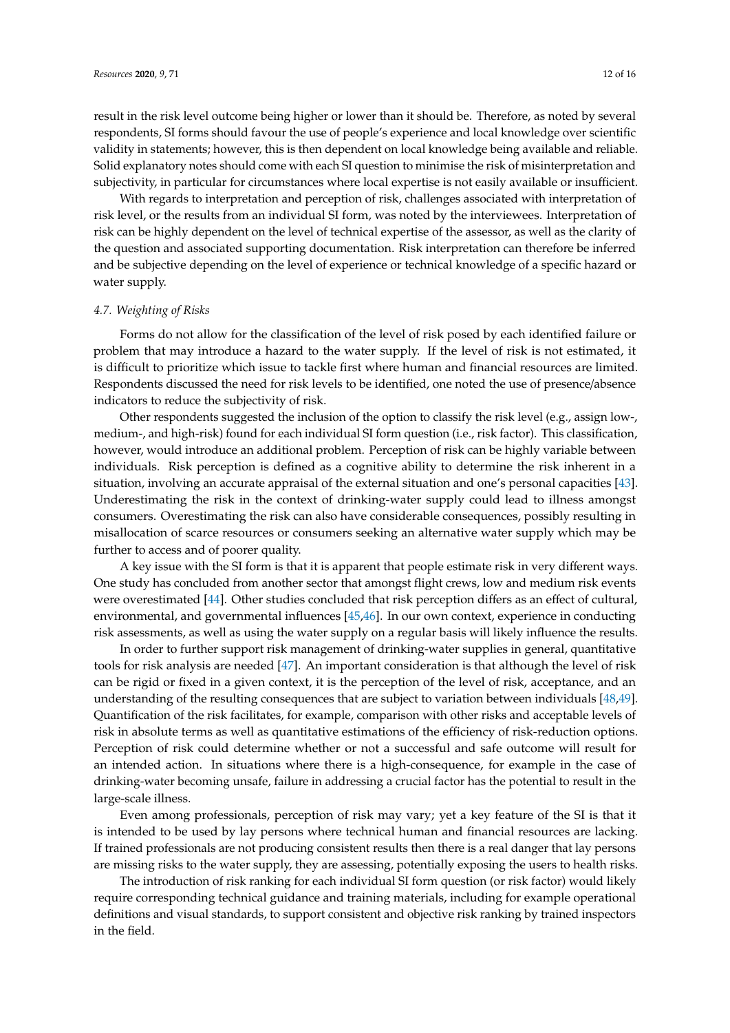result in the risk level outcome being higher or lower than it should be. Therefore, as noted by several respondents, SI forms should favour the use of people's experience and local knowledge over scientific validity in statements; however, this is then dependent on local knowledge being available and reliable. Solid explanatory notes should come with each SI question to minimise the risk of misinterpretation and subjectivity, in particular for circumstances where local expertise is not easily available or insufficient.

With regards to interpretation and perception of risk, challenges associated with interpretation of risk level, or the results from an individual SI form, was noted by the interviewees. Interpretation of risk can be highly dependent on the level of technical expertise of the assessor, as well as the clarity of the question and associated supporting documentation. Risk interpretation can therefore be inferred and be subjective depending on the level of experience or technical knowledge of a specific hazard or water supply.

### *4.7. Weighting of Risks*

Forms do not allow for the classification of the level of risk posed by each identified failure or problem that may introduce a hazard to the water supply. If the level of risk is not estimated, it is difficult to prioritize which issue to tackle first where human and financial resources are limited. Respondents discussed the need for risk levels to be identified, one noted the use of presence/absence indicators to reduce the subjectivity of risk.

Other respondents suggested the inclusion of the option to classify the risk level (e.g., assign low-, medium-, and high-risk) found for each individual SI form question (i.e., risk factor). This classification, however, would introduce an additional problem. Perception of risk can be highly variable between individuals. Risk perception is defined as a cognitive ability to determine the risk inherent in a situation, involving an accurate appraisal of the external situation and one's personal capacities [43]. Underestimating the risk in the context of drinking-water supply could lead to illness amongst consumers. Overestimating the risk can also have considerable consequences, possibly resulting in misallocation of scarce resources or consumers seeking an alternative water supply which may be further to access and of poorer quality.

A key issue with the SI form is that it is apparent that people estimate risk in very different ways. One study has concluded from another sector that amongst flight crews, low and medium risk events were overestimated [44]. Other studies concluded that risk perception differs as an effect of cultural, environmental, and governmental influences [45,46]. In our own context, experience in conducting risk assessments, as well as using the water supply on a regular basis will likely influence the results.

In order to further support risk management of drinking-water supplies in general, quantitative tools for risk analysis are needed [47]. An important consideration is that although the level of risk can be rigid or fixed in a given context, it is the perception of the level of risk, acceptance, and an understanding of the resulting consequences that are subject to variation between individuals [48,49]. Quantification of the risk facilitates, for example, comparison with other risks and acceptable levels of risk in absolute terms as well as quantitative estimations of the efficiency of risk-reduction options. Perception of risk could determine whether or not a successful and safe outcome will result for an intended action. In situations where there is a high-consequence, for example in the case of drinking-water becoming unsafe, failure in addressing a crucial factor has the potential to result in the large-scale illness.

Even among professionals, perception of risk may vary; yet a key feature of the SI is that it is intended to be used by lay persons where technical human and financial resources are lacking. If trained professionals are not producing consistent results then there is a real danger that lay persons are missing risks to the water supply, they are assessing, potentially exposing the users to health risks.

The introduction of risk ranking for each individual SI form question (or risk factor) would likely require corresponding technical guidance and training materials, including for example operational definitions and visual standards, to support consistent and objective risk ranking by trained inspectors in the field.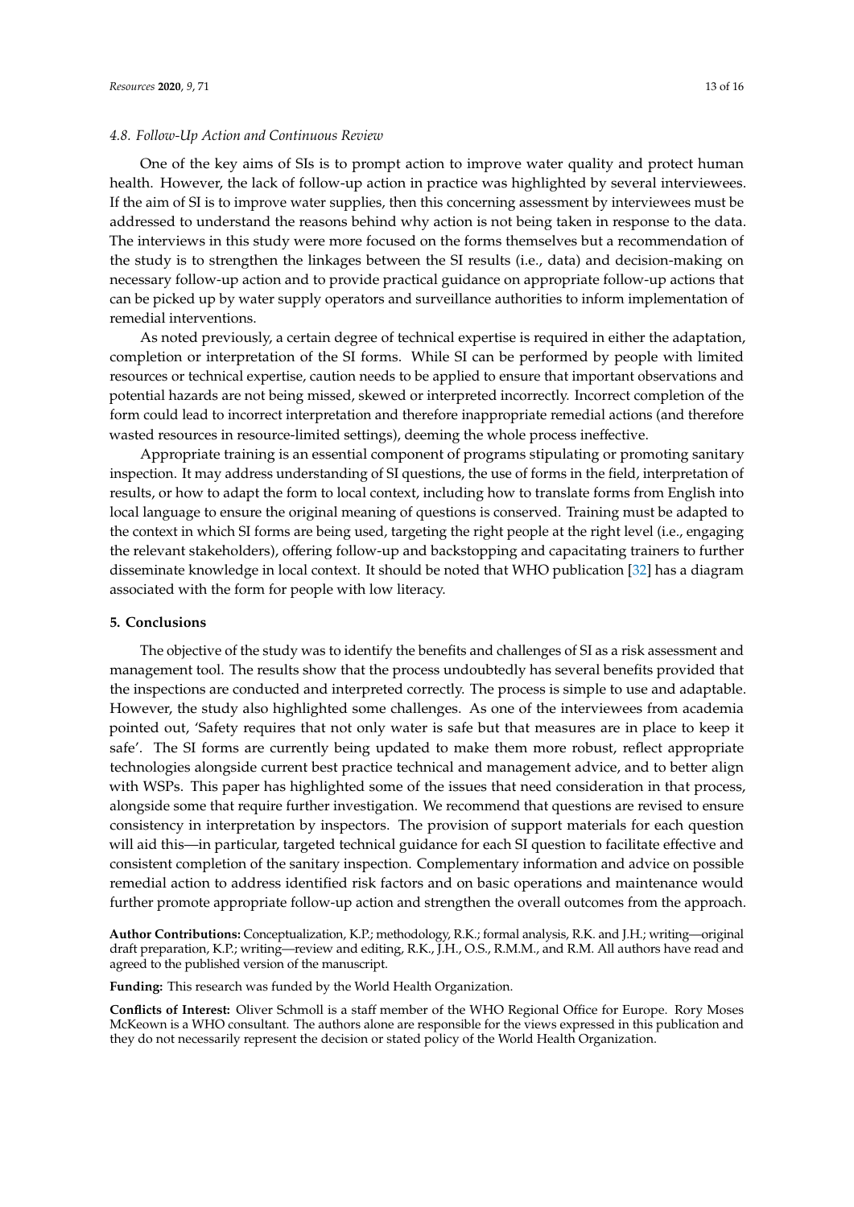### 4.8. Follow-Up Action and Continuous Review

One of the key aims of SIs is to prompt action to improve water quality and protect human health. However, the lack of follow-up action in practice was highlighted by several interviewees. If the aim of SI is to improve water supplies, then this concerning assessment by interviewees must be addressed to understand the reasons behind why action is not being taken in response to the data. The interviews in this study were more focused on the forms themselves but a recommendation of the study is to strengthen the linkages between the SI results (i.e., data) and decision-making on necessary follow-up action and to provide practical guidance on appropriate follow-up actions that can be picked up by water supply operators and surveillance authorities to inform implementation of remedial interventions.

As noted previously, a certain degree of technical expertise is required in either the adaptation, completion or interpretation of the SI forms. While SI can be performed by people with limited resources or technical expertise, caution needs to be applied to ensure that important observations and potential hazards are not being missed, skewed or interpreted incorrectly. Incorrect completion of the form could lead to incorrect interpretation and therefore inappropriate remedial actions (and therefore wasted resources in resource-limited settings), deeming the whole process ineffective.

Appropriate training is an essential component of programs stipulating or promoting sanitary inspection. It may address understanding of SI questions, the use of forms in the field, interpretation of results, or how to adapt the form to local context, including how to translate forms from English into local language to ensure the original meaning of questions is conserved. Training must be adapted to the context in which SI forms are being used, targeting the right people at the right level (i.e., engaging the relevant stakeholders), offering follow-up and backstopping and capacitating trainers to further disseminate knowledge in local context. It should be noted that WHO publication [32] has a diagram associated with the form for people with low literacy.

## 5. Conclusions

The objective of the study was to identify the benefits and challenges of SI as a risk assessment and management tool. The results show that the process undoubtedly has several benefits provided that the inspections are conducted and interpreted correctly. The process is simple to use and adaptable. However, the study also highlighted some challenges. As one of the interviewees from academia pointed out, 'Safety requires that not only water is safe but that measures are in place to keep it safe'. The SI forms are currently being updated to make them more robust, reflect appropriate technologies alongside current best practice technical and management advice, and to better align with WSPs. This paper has highlighted some of the issues that need consideration in that process, alongside some that require further investigation. We recommend that questions are revised to ensure consistency in interpretation by inspectors. The provision of support materials for each question will aid this—in particular, targeted technical guidance for each SI question to facilitate effective and consistent completion of the sanitary inspection. Complementary information and advice on possible remedial action to address identified risk factors and on basic operations and maintenance would further promote appropriate follow-up action and strengthen the overall outcomes from the approach.

**Author Contributions:** Conceptualization, K.P.; methodology, R.K.; formal analysis, R.K. and J.H.; writing—original draft preparation, K.P.; writing—review and editing, R.K., J.H., O.S., R.M.M., and R.M. All authors have read and agreed to the published version of the manuscript.

**Funding:** This research was funded by the World Health Organization.

**Conflicts of Interest:** Oliver Schmoll is a staff member of the WHO Regional Office for Europe. Rory Moses McKeown is a WHO consultant. The authors alone are responsible for the views expressed in this publication and they do not necessarily represent the decision or stated policy of the World Health Organization.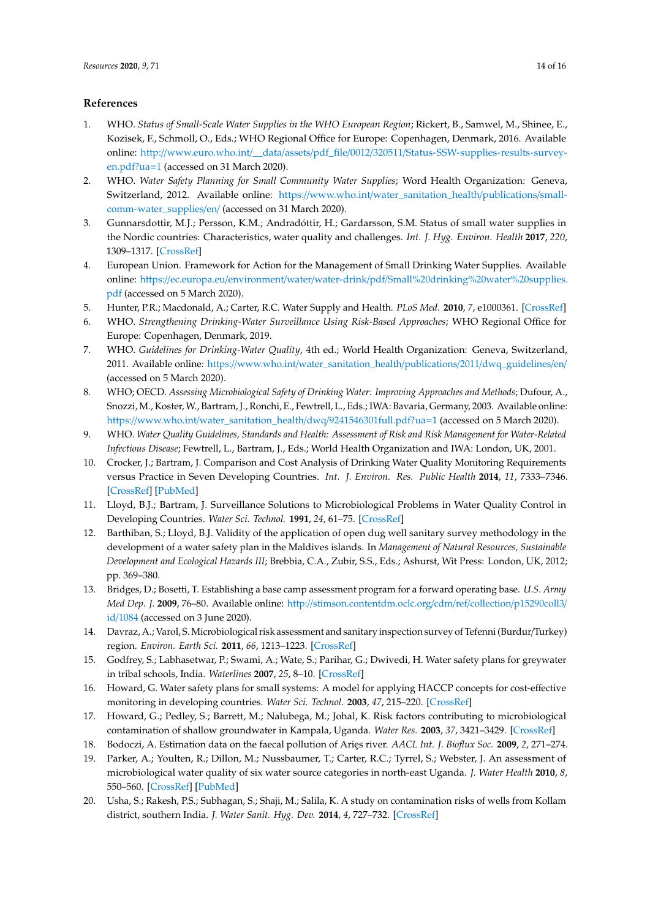## References

1. WHO. *Status of Small-Scale Water Supplies in the WHO European Region*; Rickert, B., Samwel, M., Shinee, E., Kozisek, F., Schmoll, O., Eds.; WHO Regional Office for Europe: Copenhagen, Denmark, 2016. Available online: http://www.euro.who.int/__data/assets/pdf_file/0012/320511/Status-SSW-supplies-results-survey-en.pdf?ua=1 (accessed on 31 March 2020).
2. WHO. *Water Safety Planning for Small Community Water Supplies*; Word Health Organization: Geneva, Switzerland, 2012. Available online: https://www.who.int/water_sanitation_health/publications/small-comm-water_supplies/en/ (accessed on 31 March 2020).
3. Gunnarsdottir, M.J.; Persson, K.M.; Andradóttir, H.; Gardarsson, S.M. Status of small water supplies in the Nordic countries: Characteristics, water quality and challenges. *Int. J. Hyg. Environ. Health* **2017**, *220*, 1309–1317. [CrossRef]
4. European Union. Framework for Action for the Management of Small Drinking Water Supplies. Available online: https://ec.europa.eu/environment/water/water-drink/pdf/Small%20drinking%20water%20supplies.pdf (accessed on 5 March 2020).
5. Hunter, P.R.; Macdonald, A.; Carter, R.C. Water Supply and Health. *PLoS Med.* **2010**, *7*, e1000361. [CrossRef]
6. WHO. *Strengthening Drinking-Water Surveillance Using Risk-Based Approaches*; WHO Regional Office for Europe: Copenhagen, Denmark, 2019.
7. WHO. *Guidelines for Drinking-Water Quality*, 4th ed.; World Health Organization: Geneva, Switzerland, 2011. Available online: https://www.who.int/water_sanitation_health/publications/2011/dwq_guidelines/en/ (accessed on 5 March 2020).
8. WHO; OECD. *Assessing Microbiological Safety of Drinking Water: Improving Approaches and Methods*; Dufour, A., Snozzi, M., Koster, W., Bartram, J., Ronchi, E., Fewtrell, L., Eds.; IWA: Bavaria, Germany, 2003. Available online: https://www.who.int/water_sanitation_health/dwq/9241546301full.pdf?ua=1 (accessed on 5 March 2020).
9. WHO. *Water Quality Guidelines, Standards and Health: Assessment of Risk and Risk Management for Water-Related Infectious Disease*; Fewtrell, L., Bartram, J., Eds.; World Health Organization and IWA: London, UK, 2001.
10. Crocker, J.; Bartram, J. Comparison and Cost Analysis of Drinking Water Quality Monitoring Requirements versus Practice in Seven Developing Countries. *Int. J. Environ. Res. Public Health* **2014**, *11*, 7333–7346. [CrossRef] [PubMed]
11. Lloyd, B.J.; Bartram, J. Surveillance Solutions to Microbiological Problems in Water Quality Control in Developing Countries. *Water Sci. Technol.* **1991**, *24*, 61–75. [CrossRef]
12. Barthiban, S.; Lloyd, B.J. Validity of the application of open dug well sanitary survey methodology in the development of a water safety plan in the Maldives islands. In *Management of Natural Resources, Sustainable Development and Ecological Hazards III*; Brebbia, C.A., Zubir, S.S., Eds.; Ashurst, Wit Press: London, UK, 2012; pp. 369–380.
13. Bridges, D.; Bosetti, T. Establishing a base camp assessment program for a forward operating base. *U.S. Army Med Dep. J.* **2009**, 76–80. Available online: http://stimson.contentdm.oclc.org/cdm/ref/collection/p15290coll3/id/1084 (accessed on 3 June 2020).
14. Davraz, A.; Varol, S. Microbiological risk assessment and sanitary inspection survey of Tefenni (Burdur/Turkey) region. *Environ. Earth Sci.* **2011**, *66*, 1213–1223. [CrossRef]
15. Godfrey, S.; Labhasetwar, P.; Swami, A.; Wate, S.; Parihar, G.; Dwivedi, H. Water safety plans for greywater in tribal schools, India. *Waterlines* **2007**, *25*, 8–10. [CrossRef]
16. Howard, G. Water safety plans for small systems: A model for applying HACCP concepts for cost-effective monitoring in developing countries. *Water Sci. Technol.* **2003**, *47*, 215–220. [CrossRef]
17. Howard, G.; Pedley, S.; Barrett, M.; Nalubega, M.; Johal, K. Risk factors contributing to microbiological contamination of shallow groundwater in Kampala, Uganda. *Water Res.* **2003**, *37*, 3421–3429. [CrossRef]
18. Bodoczi, A. Estimation data on the faecal pollution of Arieş river. *AACL Int. J. Bioflux Soc.* **2009**, *2*, 271–274.
19. Parker, A.; Youlten, R.; Dillon, M.; Nussbaumer, T.; Carter, R.C.; Tyrrel, S.; Webster, J. An assessment of microbiological water quality of six water source categories in north-east Uganda. *J. Water Health* **2010**, *8*, 550–560. [CrossRef] [PubMed]
20. Usha, S.; Rakesh, P.S.; Subhagan, S.; Shaji, M.; Salila, K. A study on contamination risks of wells from Kollam district, southern India. *J. Water Sanit. Hyg. Dev.* **2014**, *4*, 727–732. [CrossRef]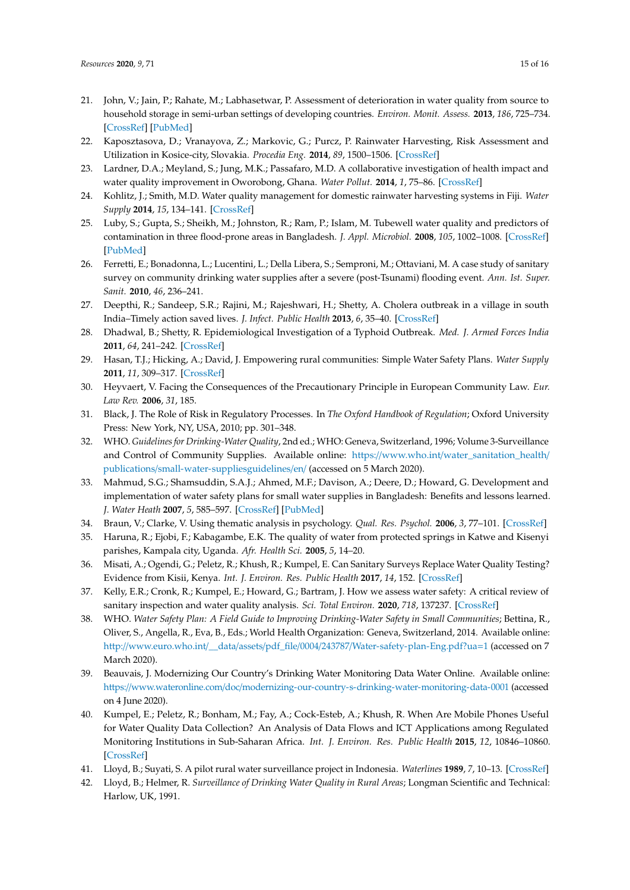21. John, V.; Jain, P.; Rahate, M.; Labhasetwar, P. Assessment of deterioration in water quality from source to household storage in semi-urban settings of developing countries. *Environ. Monit. Assess.* **2013**, *186*, 725–734. [CrossRef] [PubMed]
22. Kaposztasova, D.; Vranayova, Z.; Markovic, G.; Purcz, P. Rainwater Harvesting, Risk Assessment and Utilization in Kosice-city, Slovakia. *Procedia Eng.* **2014**, *89*, 1500–1506. [CrossRef]
23. Lardner, D.A.; Meyland, S.; Jung, M.K.; Passafaro, M.D. A collaborative investigation of health impact and water quality improvement in Oworobong, Ghana. *Water Pollut.* **2014**, *1*, 75–86. [CrossRef]
24. Kohlitz, J.; Smith, M.D. Water quality management for domestic rainwater harvesting systems in Fiji. *Water Supply* **2014**, *15*, 134–141. [CrossRef]
25. Luby, S.; Gupta, S.; Sheikh, M.; Johnston, R.; Ram, P.; Islam, M. Tubewell water quality and predictors of contamination in three flood-prone areas in Bangladesh. *J. Appl. Microbiol.* **2008**, *105*, 1002–1008. [CrossRef] [PubMed]
26. Ferretti, E.; Bonadonna, L.; Lucentini, L.; Della Libera, S.; Semproni, M.; Ottaviani, M. A case study of sanitary survey on community drinking water supplies after a severe (post-Tsunami) flooding event. *Ann. Ist. Super. Sanit.* **2010**, *46*, 236–241.
27. Deepthi, R.; Sandeep, S.R.; Rajini, M.; Rajeshwari, H.; Shetty, A. Cholera outbreak in a village in south India–Timely action saved lives. *J. Infect. Public Health* **2013**, *6*, 35–40. [CrossRef]
28. Dhadwal, B.; Shetty, R. Epidemiological Investigation of a Typhoid Outbreak. *Med. J. Armed Forces India* **2011**, *64*, 241–242. [CrossRef]
29. Hasan, T.J.; Hicking, A.; David, J. Empowering rural communities: Simple Water Safety Plans. *Water Supply* **2011**, *11*, 309–317. [CrossRef]
30. Heyvaert, V. Facing the Consequences of the Precautionary Principle in European Community Law. *Eur. Law Rev.* **2006**, *31*, 185.
31. Black, J. The Role of Risk in Regulatory Processes. In *The Oxford Handbook of Regulation*; Oxford University Press: New York, NY, USA, 2010; pp. 301–348.
32. WHO. *Guidelines for Drinking-Water Quality*, 2nd ed.; WHO: Geneva, Switzerland, 1996; Volume 3-Surveillance and Control of Community Supplies. Available online: https://www.who.int/water_sanitation_health/publications/small-water-suppliesguidelines/en/ (accessed on 5 March 2020).
33. Mahmud, S.G.; Shamsuddin, S.A.J.; Ahmed, M.F.; Davison, A.; Deere, D.; Howard, G. Development and implementation of water safety plans for small water supplies in Bangladesh: Benefits and lessons learned. *J. Water Heath* **2007**, *5*, 585–597. [CrossRef] [PubMed]
34. Braun, V.; Clarke, V. Using thematic analysis in psychology. *Qual. Res. Psychol.* **2006**, *3*, 77–101. [CrossRef]
35. Haruna, R.; Ejobi, F.; Kabagambe, E.K. The quality of water from protected springs in Katwe and Kisenyi parishes, Kampala city, Uganda. *Afr. Health Sci.* **2005**, *5*, 14–20.
36. Misati, A.; Ogendi, G.; Peletz, R.; Khush, R.; Kumpel, E. Can Sanitary Surveys Replace Water Quality Testing? Evidence from Kisii, Kenya. *Int. J. Environ. Res. Public Health* **2017**, *14*, 152. [CrossRef]
37. Kelly, E.R.; Cronk, R.; Kumpel, E.; Howard, G.; Bartram, J. How we assess water safety: A critical review of sanitary inspection and water quality analysis. *Sci. Total Environ.* **2020**, *718*, 137237. [CrossRef]
38. WHO. *Water Safety Plan: A Field Guide to Improving Drinking-Water Safety in Small Communities*; Bettina, R., Oliver, S., Angella, R., Eva, B., Eds.; World Health Organization: Geneva, Switzerland, 2014. Available online: http://www.euro.who.int/__data/assets/pdf_file/0004/243787/Water-safety-plan-Eng.pdf?ua=1 (accessed on 7 March 2020).
39. Beauvais, J. Modernizing Our Country's Drinking Water Monitoring Data Water Online. Available online: https://www.wateronline.com/doc/modernizing-our-country-s-drinking-water-monitoring-data-0001 (accessed on 4 June 2020).
40. Kumpel, E.; Peletz, R.; Bonham, M.; Fay, A.; Cock-Esteb, A.; Khush, R. When Are Mobile Phones Useful for Water Quality Data Collection? An Analysis of Data Flows and ICT Applications among Regulated Monitoring Institutions in Sub-Saharan Africa. *Int. J. Environ. Res. Public Health* **2015**, *12*, 10846–10860. [CrossRef]
41. Lloyd, B.; Suyati, S. A pilot rural water surveillance project in Indonesia. *Waterlines* **1989**, *7*, 10–13. [CrossRef]
42. Lloyd, B.; Helmer, R. *Surveillance of Drinking Water Quality in Rural Areas*; Longman Scientific and Technical: Harlow, UK, 1991.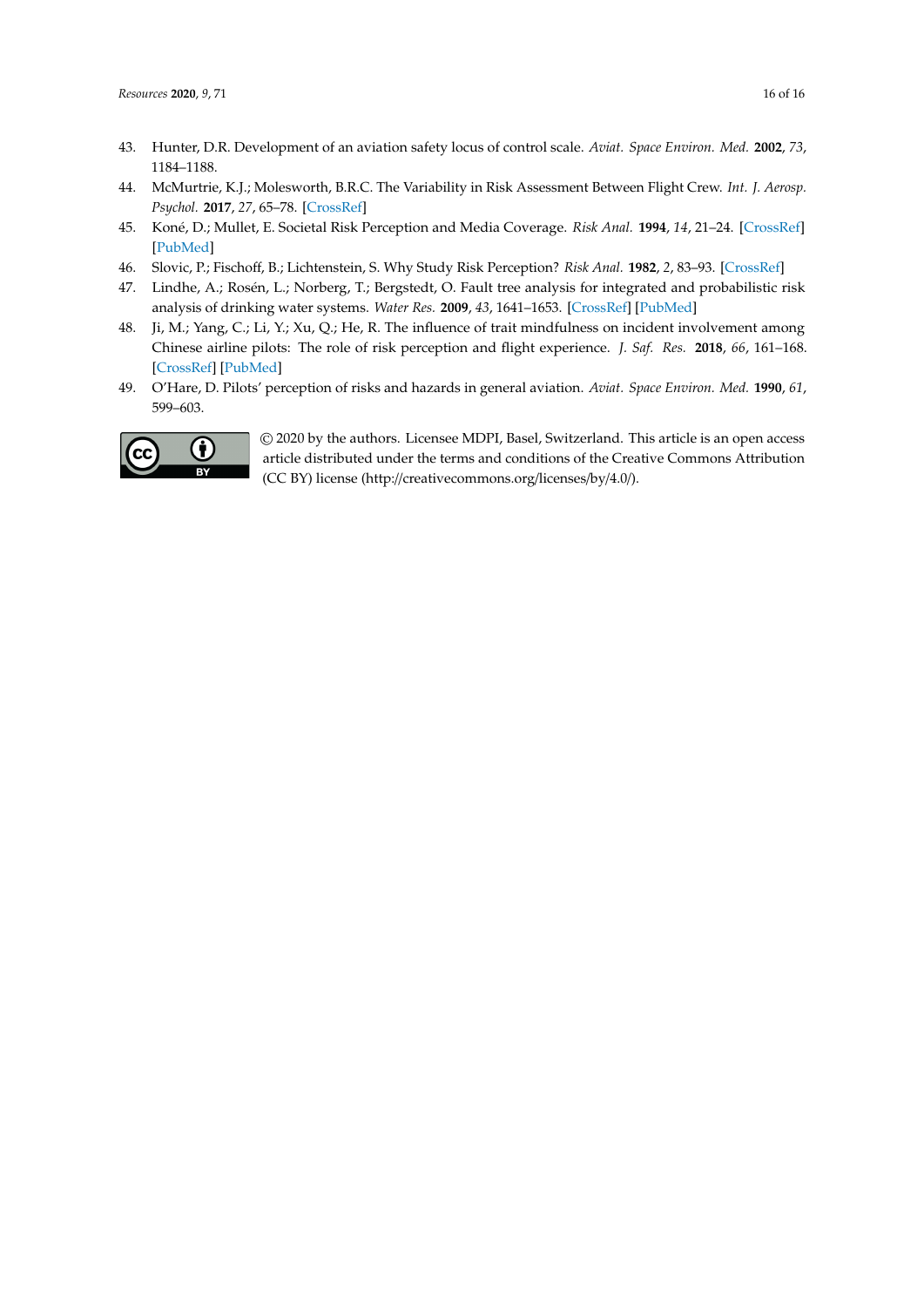43. Hunter, D.R. Development of an aviation safety locus of control scale. *Aviat. Space Environ. Med.* **2002**, *73*, 1184–1188.
44. McMurtrie, K.J.; Molesworth, B.R.C. The Variability in Risk Assessment Between Flight Crew. *Int. J. Aerosp. Psychol.* **2017**, *27*, 65–78. [CrossRef]
45. Koné, D.; Mullet, E. Societal Risk Perception and Media Coverage. *Risk Anal.* **1994**, *14*, 21–24. [CrossRef] [PubMed]
46. Slovic, P.; Fischoff, B.; Lichtenstein, S. Why Study Risk Perception? *Risk Anal.* **1982**, *2*, 83–93. [CrossRef]
47. Lindhe, A.; Rosén, L.; Norberg, T.; Bergstedt, O. Fault tree analysis for integrated and probabilistic risk analysis of drinking water systems. *Water Res.* **2009**, *43*, 1641–1653. [CrossRef] [PubMed]
48. Ji, M.; Yang, C.; Li, Y.; Xu, Q.; He, R. The influence of trait mindfulness on incident involvement among Chinese airline pilots: The role of risk perception and flight experience. *J. Saf. Res.* **2018**, *66*, 161–168. [CrossRef] [PubMed]
49. O'Hare, D. Pilots' perception of risks and hazards in general aviation. *Aviat. Space Environ. Med.* **1990**, *61*, 599–603.

© 2020 by the authors. Licensee MDPI, Basel, Switzerland. This article is an open access article distributed under the terms and conditions of the Creative Commons Attribution (CC BY) license (http://creativecommons.org/licenses/by/4.0/).